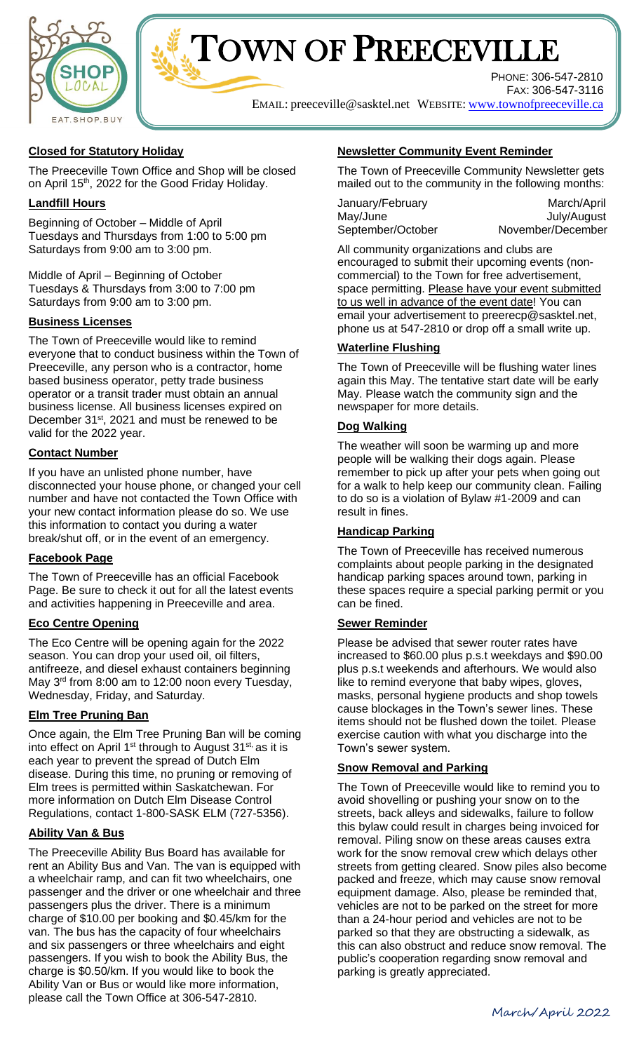# Town of Preeceville

Phone: 306-547-2810
Fax: 306-547-3116
Email: preeceville@sasktel.net Website: www.townofpreeceville.ca

## Closed for Statutory Holiday

The Preeceville Town Office and Shop will be closed on April 15th, 2022 for the Good Friday Holiday.

## Landfill Hours

Beginning of October – Middle of April
Tuesdays and Thursdays from 1:00 to 5:00 pm
Saturdays from 9:00 am to 3:00 pm.

Middle of April – Beginning of October
Tuesdays & Thursdays from 3:00 to 7:00 pm
Saturdays from 9:00 am to 3:00 pm.

## Business Licenses

The Town of Preeceville would like to remind everyone that to conduct business within the Town of Preeceville, any person who is a contractor, home based business operator, petty trade business operator or a transit trader must obtain an annual business license. All business licenses expired on December 31st, 2021 and must be renewed to be valid for the 2022 year.

## Contact Number

If you have an unlisted phone number, have disconnected your house phone, or changed your cell number and have not contacted the Town Office with your new contact information please do so. We use this information to contact you during a water break/shut off, or in the event of an emergency.

## Facebook Page

The Town of Preeceville has an official Facebook Page. Be sure to check it out for all the latest events and activities happening in Preeceville and area.

## Eco Centre Opening

The Eco Centre will be opening again for the 2022 season. You can drop your used oil, oil filters, antifreeze, and diesel exhaust containers beginning May 3rd from 8:00 am to 12:00 noon every Tuesday, Wednesday, Friday, and Saturday.

## Elm Tree Pruning Ban

Once again, the Elm Tree Pruning Ban will be coming into effect on April 1st through to August 31st, as it is each year to prevent the spread of Dutch Elm disease. During this time, no pruning or removing of Elm trees is permitted within Saskatchewan. For more information on Dutch Elm Disease Control Regulations, contact 1-800-SASK ELM (727-5356).

## Ability Van & Bus

The Preeceville Ability Bus Board has available for rent an Ability Bus and Van. The van is equipped with a wheelchair ramp, and can fit two wheelchairs, one passenger and the driver or one wheelchair and three passengers plus the driver. There is a minimum charge of $10.00 per booking and $0.45/km for the van. The bus has the capacity of four wheelchairs and six passengers or three wheelchairs and eight passengers. If you wish to book the Ability Bus, the charge is $0.50/km. If you would like to book the Ability Van or Bus or would like more information, please call the Town Office at 306-547-2810.

## Newsletter Community Event Reminder

The Town of Preeceville Community Newsletter gets mailed out to the community in the following months:

| | |
|---|---|
| January/February | March/April |
| May/June | July/August |
| September/October | November/December |

All community organizations and clubs are encouraged to submit their upcoming events (non-commercial) to the Town for free advertisement, space permitting. Please have your event submitted to us well in advance of the event date! You can email your advertisement to preerecp@sasktel.net, phone us at 547-2810 or drop off a small write up.

## Waterline Flushing

The Town of Preeceville will be flushing water lines again this May. The tentative start date will be early May. Please watch the community sign and the newspaper for more details.

## Dog Walking

The weather will soon be warming up and more people will be walking their dogs again. Please remember to pick up after your pets when going out for a walk to help keep our community clean. Failing to do so is a violation of Bylaw #1-2009 and can result in fines.

## Handicap Parking

The Town of Preeceville has received numerous complaints about people parking in the designated handicap parking spaces around town, parking in these spaces require a special parking permit or you can be fined.

## Sewer Reminder

Please be advised that sewer router rates have increased to $60.00 plus p.s.t weekdays and $90.00 plus p.s.t weekends and afterhours. We would also like to remind everyone that baby wipes, gloves, masks, personal hygiene products and shop towels cause blockages in the Town's sewer lines. These items should not be flushed down the toilet. Please exercise caution with what you discharge into the Town's sewer system.

## Snow Removal and Parking

The Town of Preeceville would like to remind you to avoid shovelling or pushing your snow on to the streets, back alleys and sidewalks, failure to follow this bylaw could result in charges being invoiced for removal. Piling snow on these areas causes extra work for the snow removal crew which delays other streets from getting cleared. Snow piles also become packed and freeze, which may cause snow removal equipment damage. Also, please be reminded that, vehicles are not to be parked on the street for more than a 24-hour period and vehicles are not to be parked so that they are obstructing a sidewalk, as this can also obstruct and reduce snow removal. The public's cooperation regarding snow removal and parking is greatly appreciated.

March/April 2022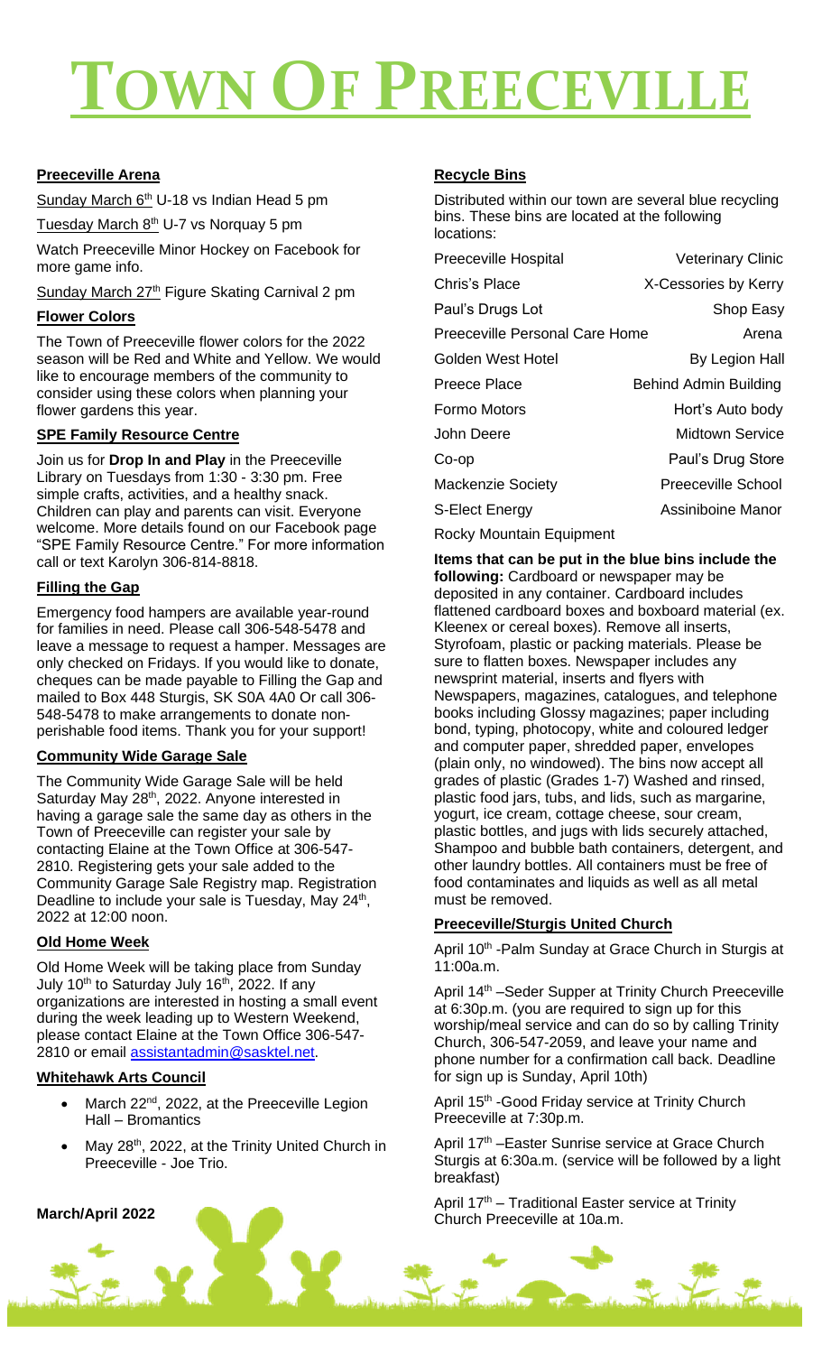# TOWN OF PREECEVILLE

### Preeceville Arena

Sunday March 6th U-18 vs Indian Head 5 pm

Tuesday March 8th U-7 vs Norquay 5 pm

Watch Preeceville Minor Hockey on Facebook for more game info.

Sunday March 27th Figure Skating Carnival 2 pm

### Flower Colors

The Town of Preeceville flower colors for the 2022 season will be Red and White and Yellow. We would like to encourage members of the community to consider using these colors when planning your flower gardens this year.

### SPE Family Resource Centre

Join us for **Drop In and Play** in the Preeceville Library on Tuesdays from 1:30 - 3:30 pm. Free simple crafts, activities, and a healthy snack. Children can play and parents can visit. Everyone welcome. More details found on our Facebook page "SPE Family Resource Centre." For more information call or text Karolyn 306-814-8818.

### Filling the Gap

Emergency food hampers are available year-round for families in need. Please call 306-548-5478 and leave a message to request a hamper. Messages are only checked on Fridays. If you would like to donate, cheques can be made payable to Filling the Gap and mailed to Box 448 Sturgis, SK S0A 4A0 Or call 306-548-5478 to make arrangements to donate non-perishable food items. Thank you for your support!

### Community Wide Garage Sale

The Community Wide Garage Sale will be held Saturday May 28th, 2022. Anyone interested in having a garage sale the same day as others in the Town of Preeceville can register your sale by contacting Elaine at the Town Office at 306-547-2810. Registering gets your sale added to the Community Garage Sale Registry map. Registration Deadline to include your sale is Tuesday, May 24th, 2022 at 12:00 noon.

### Old Home Week

Old Home Week will be taking place from Sunday July 10th to Saturday July 16th, 2022. If any organizations are interested in hosting a small event during the week leading up to Western Weekend, please contact Elaine at the Town Office 306-547-2810 or email assistantadmin@sasktel.net.

### Whitehawk Arts Council

- March 22nd, 2022, at the Preeceville Legion Hall – Bromantics
- May 28th, 2022, at the Trinity United Church in Preeceville - Joe Trio.

### Recycle Bins

Distributed within our town are several blue recycling bins. These bins are located at the following locations:

| | |
|---|---|
| Preeceville Hospital | Veterinary Clinic |
| Chris's Place | X-Cessories by Kerry |
| Paul's Drugs Lot | Shop Easy |
| Preeceville Personal Care Home | Arena |
| Golden West Hotel | By Legion Hall |
| Preece Place | Behind Admin Building |
| Formo Motors | Hort's Auto body |
| John Deere | Midtown Service |
| Co-op | Paul's Drug Store |
| Mackenzie Society | Preeceville School |
| S-Elect Energy | Assiniboine Manor |
| Rocky Mountain Equipment | |

**Items that can be put in the blue bins include the following:** Cardboard or newspaper may be deposited in any container. Cardboard includes flattened cardboard boxes and boxboard material (ex. Kleenex or cereal boxes). Remove all inserts, Styrofoam, plastic or packing materials. Please be sure to flatten boxes. Newspaper includes any newsprint material, inserts and flyers with Newspapers, magazines, catalogues, and telephone books including Glossy magazines; paper including bond, typing, photocopy, white and coloured ledger and computer paper, shredded paper, envelopes (plain only, no windowed). The bins now accept all grades of plastic (Grades 1-7) Washed and rinsed, plastic food jars, tubs, and lids, such as margarine, yogurt, ice cream, cottage cheese, sour cream, plastic bottles, and jugs with lids securely attached, Shampoo and bubble bath containers, detergent, and other laundry bottles. All containers must be free of food contaminates and liquids as well as all metal must be removed.

### Preeceville/Sturgis United Church

April 10th -Palm Sunday at Grace Church in Sturgis at 11:00a.m.

April 14th –Seder Supper at Trinity Church Preeceville at 6:30p.m. (you are required to sign up for this worship/meal service and can do so by calling Trinity Church, 306-547-2059, and leave your name and phone number for a confirmation call back. Deadline for sign up is Sunday, April 10th)

April 15th -Good Friday service at Trinity Church Preeceville at 7:30p.m.

April 17th –Easter Sunrise service at Grace Church Sturgis at 6:30a.m. (service will be followed by a light breakfast)

April 17th – Traditional Easter service at Trinity Church Preeceville at 10a.m.

**March/April 2022**